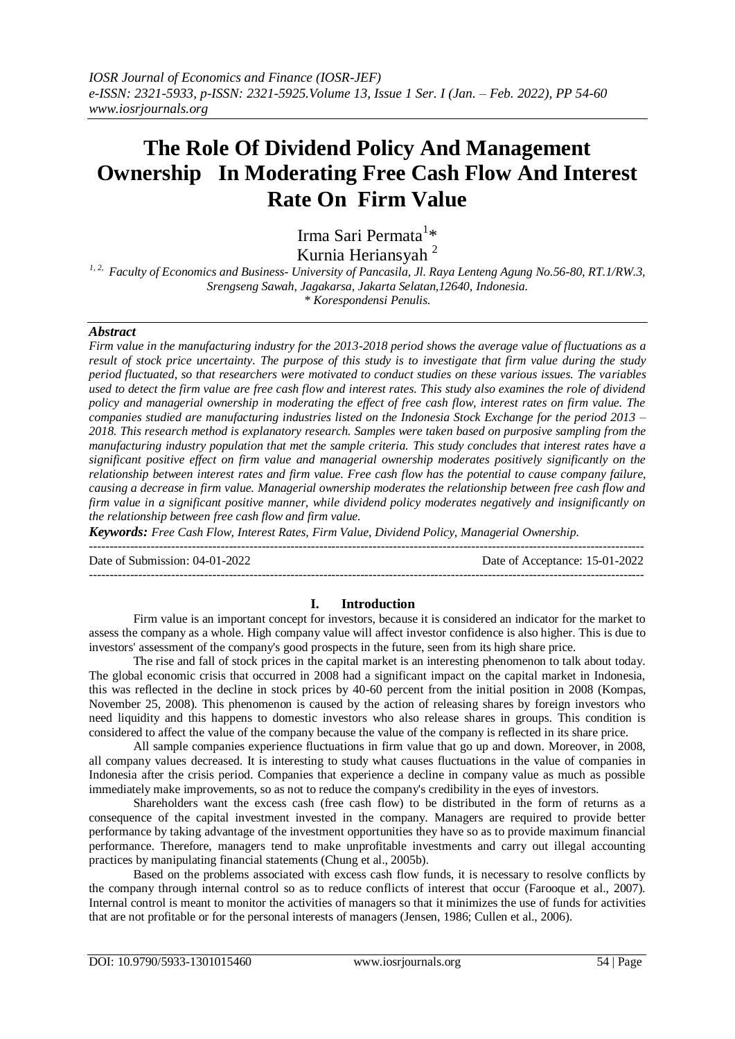# The Role Of Dividend Policy And Management Ownership In Moderating Free Cash Flow And Interest Rate On Firm Value

Irma Sari Permata[1]*
Kurnia Heriansyah [2]

[1, 2] Faculty of Economics and Business- University of Pancasila, Jl. Raya Lenteng Agung No.56-80, RT.1/RW.3, Srengseng Sawah, Jagakarsa, Jakarta Selatan,12640, Indonesia.
* Korespondensi Penulis.

## *Abstract*

*Firm value in the manufacturing industry for the 2013-2018 period shows the average value of fluctuations as a result of stock price uncertainty. The purpose of this study is to investigate that firm value during the study period fluctuated, so that researchers were motivated to conduct studies on these various issues. The variables used to detect the firm value are free cash flow and interest rates. This study also examines the role of dividend policy and managerial ownership in moderating the effect of free cash flow, interest rates on firm value. The companies studied are manufacturing industries listed on the Indonesia Stock Exchange for the period 2013 – 2018. This research method is explanatory research. Samples were taken based on purposive sampling from the manufacturing industry population that met the sample criteria. This study concludes that interest rates have a significant positive effect on firm value and managerial ownership moderates positively significantly on the relationship between interest rates and firm value. Free cash flow has the potential to cause company failure, causing a decrease in firm value. Managerial ownership moderates the relationship between free cash flow and firm value in a significant positive manner, while dividend policy moderates negatively and insignificantly on the relationship between free cash flow and firm value.*

***Keywords:*** *Free Cash Flow, Interest Rates, Firm Value, Dividend Policy, Managerial Ownership.*

---

Date of Submission: 04-01-2022 Date of Acceptance: 15-01-2022

---

## I. Introduction

Firm value is an important concept for investors, because it is considered an indicator for the market to assess the company as a whole. High company value will affect investor confidence is also higher. This is due to investors' assessment of the company's good prospects in the future, seen from its high share price.

The rise and fall of stock prices in the capital market is an interesting phenomenon to talk about today. The global economic crisis that occurred in 2008 had a significant impact on the capital market in Indonesia, this was reflected in the decline in stock prices by 40-60 percent from the initial position in 2008 (Kompas, November 25, 2008). This phenomenon is caused by the action of releasing shares by foreign investors who need liquidity and this happens to domestic investors who also release shares in groups. This condition is considered to affect the value of the company because the value of the company is reflected in its share price.

All sample companies experience fluctuations in firm value that go up and down. Moreover, in 2008, all company values decreased. It is interesting to study what causes fluctuations in the value of companies in Indonesia after the crisis period. Companies that experience a decline in company value as much as possible immediately make improvements, so as not to reduce the company's credibility in the eyes of investors.

Shareholders want the excess cash (free cash flow) to be distributed in the form of returns as a consequence of the capital investment invested in the company. Managers are required to provide better performance by taking advantage of the investment opportunities they have so as to provide maximum financial performance. Therefore, managers tend to make unprofitable investments and carry out illegal accounting practices by manipulating financial statements (Chung et al., 2005b).

Based on the problems associated with excess cash flow funds, it is necessary to resolve conflicts by the company through internal control so as to reduce conflicts of interest that occur (Farooque et al., 2007). Internal control is meant to monitor the activities of managers so that it minimizes the use of funds for activities that are not profitable or for the personal interests of managers (Jensen, 1986; Cullen et al., 2006).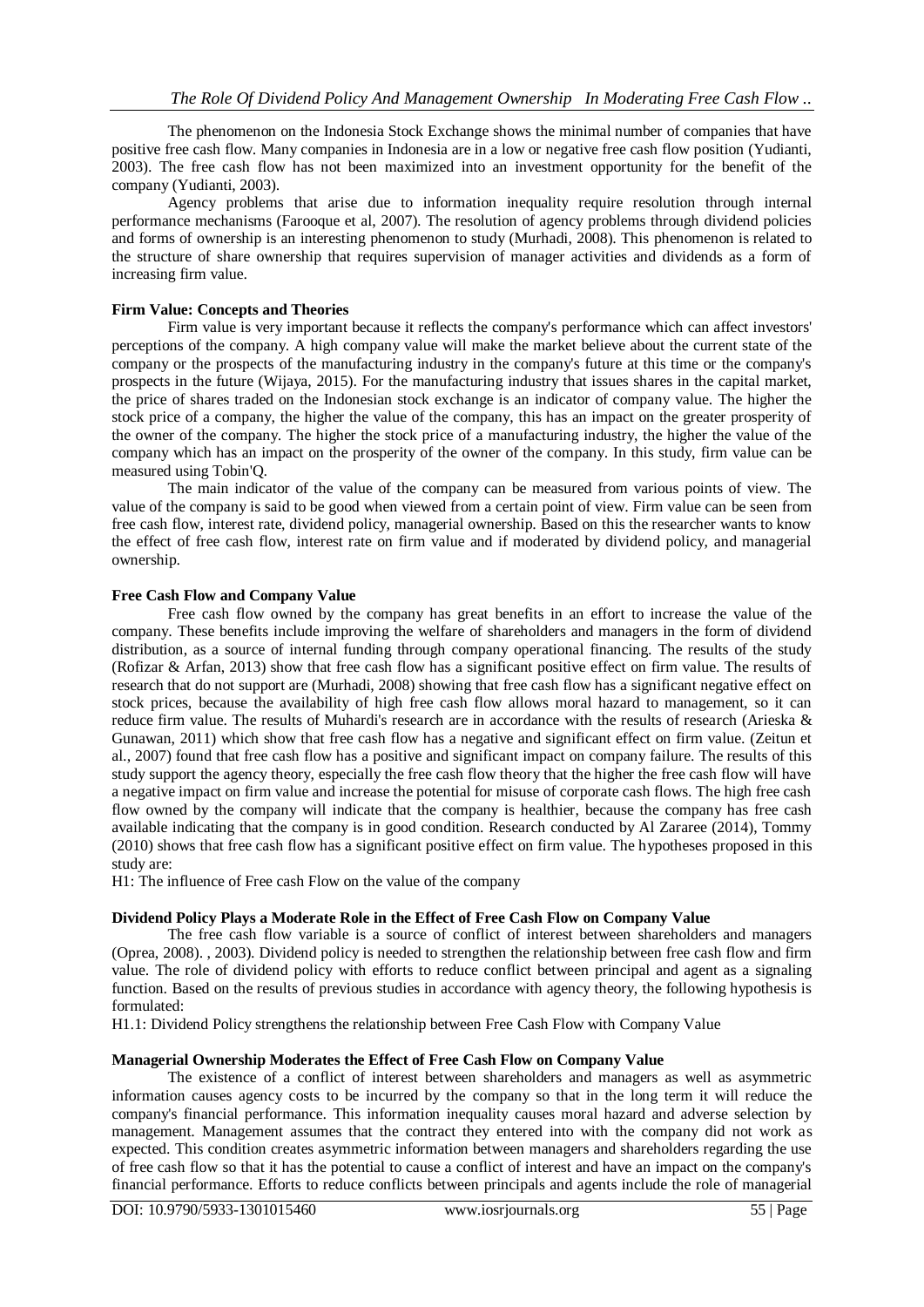The phenomenon on the Indonesia Stock Exchange shows the minimal number of companies that have positive free cash flow. Many companies in Indonesia are in a low or negative free cash flow position (Yudianti, 2003). The free cash flow has not been maximized into an investment opportunity for the benefit of the company (Yudianti, 2003).

Agency problems that arise due to information inequality require resolution through internal performance mechanisms (Farooque et al, 2007). The resolution of agency problems through dividend policies and forms of ownership is an interesting phenomenon to study (Murhadi, 2008). This phenomenon is related to the structure of share ownership that requires supervision of manager activities and dividends as a form of increasing firm value.

**Firm Value: Concepts and Theories**

Firm value is very important because it reflects the company's performance which can affect investors' perceptions of the company. A high company value will make the market believe about the current state of the company or the prospects of the manufacturing industry in the company's future at this time or the company's prospects in the future (Wijaya, 2015). For the manufacturing industry that issues shares in the capital market, the price of shares traded on the Indonesian stock exchange is an indicator of company value. The higher the stock price of a company, the higher the value of the company, this has an impact on the greater prosperity of the owner of the company. The higher the stock price of a manufacturing industry, the higher the value of the company which has an impact on the prosperity of the owner of the company. In this study, firm value can be measured using Tobin'Q.

The main indicator of the value of the company can be measured from various points of view. The value of the company is said to be good when viewed from a certain point of view. Firm value can be seen from free cash flow, interest rate, dividend policy, managerial ownership. Based on this the researcher wants to know the effect of free cash flow, interest rate on firm value and if moderated by dividend policy, and managerial ownership.

**Free Cash Flow and Company Value**

Free cash flow owned by the company has great benefits in an effort to increase the value of the company. These benefits include improving the welfare of shareholders and managers in the form of dividend distribution, as a source of internal funding through company operational financing. The results of the study (Rofizar & Arfan, 2013) show that free cash flow has a significant positive effect on firm value. The results of research that do not support are (Murhadi, 2008) showing that free cash flow has a significant negative effect on stock prices, because the availability of high free cash flow allows moral hazard to management, so it can reduce firm value. The results of Muhardi's research are in accordance with the results of research (Arieska & Gunawan, 2011) which show that free cash flow has a negative and significant effect on firm value. (Zeitun et al., 2007) found that free cash flow has a positive and significant impact on company failure. The results of this study support the agency theory, especially the free cash flow theory that the higher the free cash flow will have a negative impact on firm value and increase the potential for misuse of corporate cash flows. The high free cash flow owned by the company will indicate that the company is healthier, because the company has free cash available indicating that the company is in good condition. Research conducted by Al Zararee (2014), Tommy (2010) shows that free cash flow has a significant positive effect on firm value. The hypotheses proposed in this study are:

H1: The influence of Free cash Flow on the value of the company

**Dividend Policy Plays a Moderate Role in the Effect of Free Cash Flow on Company Value**

The free cash flow variable is a source of conflict of interest between shareholders and managers (Oprea, 2008). , 2003). Dividend policy is needed to strengthen the relationship between free cash flow and firm value. The role of dividend policy with efforts to reduce conflict between principal and agent as a signaling function. Based on the results of previous studies in accordance with agency theory, the following hypothesis is formulated:

H1.1: Dividend Policy strengthens the relationship between Free Cash Flow with Company Value

**Managerial Ownership Moderates the Effect of Free Cash Flow on Company Value**

The existence of a conflict of interest between shareholders and managers as well as asymmetric information causes agency costs to be incurred by the company so that in the long term it will reduce the company's financial performance. This information inequality causes moral hazard and adverse selection by management. Management assumes that the contract they entered into with the company did not work as expected. This condition creates asymmetric information between managers and shareholders regarding the use of free cash flow so that it has the potential to cause a conflict of interest and have an impact on the company's financial performance. Efforts to reduce conflicts between principals and agents include the role of managerial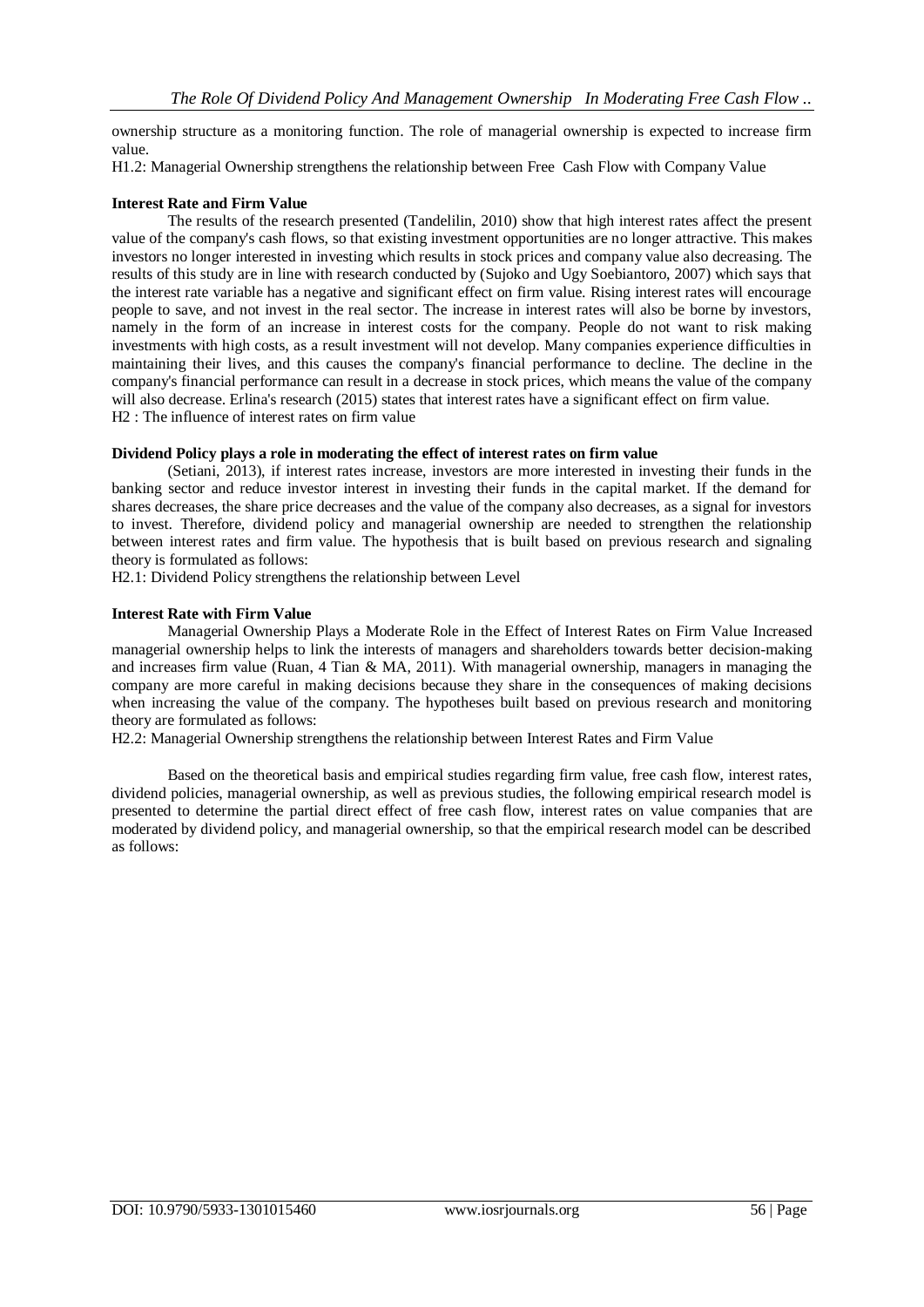ownership structure as a monitoring function. The role of managerial ownership is expected to increase firm value.

H1.2: Managerial Ownership strengthens the relationship between Free Cash Flow with Company Value

**Interest Rate and Firm Value**

The results of the research presented (Tandelilin, 2010) show that high interest rates affect the present value of the company's cash flows, so that existing investment opportunities are no longer attractive. This makes investors no longer interested in investing which results in stock prices and company value also decreasing. The results of this study are in line with research conducted by (Sujoko and Ugy Soebiantoro, 2007) which says that the interest rate variable has a negative and significant effect on firm value. Rising interest rates will encourage people to save, and not invest in the real sector. The increase in interest rates will also be borne by investors, namely in the form of an increase in interest costs for the company. People do not want to risk making investments with high costs, as a result investment will not develop. Many companies experience difficulties in maintaining their lives, and this causes the company's financial performance to decline. The decline in the company's financial performance can result in a decrease in stock prices, which means the value of the company will also decrease. Erlina's research (2015) states that interest rates have a significant effect on firm value.

H2 : The influence of interest rates on firm value

**Dividend Policy plays a role in moderating the effect of interest rates on firm value**

(Setiani, 2013), if interest rates increase, investors are more interested in investing their funds in the banking sector and reduce investor interest in investing their funds in the capital market. If the demand for shares decreases, the share price decreases and the value of the company also decreases, as a signal for investors to invest. Therefore, dividend policy and managerial ownership are needed to strengthen the relationship between interest rates and firm value. The hypothesis that is built based on previous research and signaling theory is formulated as follows:

H2.1: Dividend Policy strengthens the relationship between Level

**Interest Rate with Firm Value**

Managerial Ownership Plays a Moderate Role in the Effect of Interest Rates on Firm Value Increased managerial ownership helps to link the interests of managers and shareholders towards better decision-making and increases firm value (Ruan, 4 Tian & MA, 2011). With managerial ownership, managers in managing the company are more careful in making decisions because they share in the consequences of making decisions when increasing the value of the company. The hypotheses built based on previous research and monitoring theory are formulated as follows:

H2.2: Managerial Ownership strengthens the relationship between Interest Rates and Firm Value

Based on the theoretical basis and empirical studies regarding firm value, free cash flow, interest rates, dividend policies, managerial ownership, as well as previous studies, the following empirical research model is presented to determine the partial direct effect of free cash flow, interest rates on value companies that are moderated by dividend policy, and managerial ownership, so that the empirical research model can be described as follows: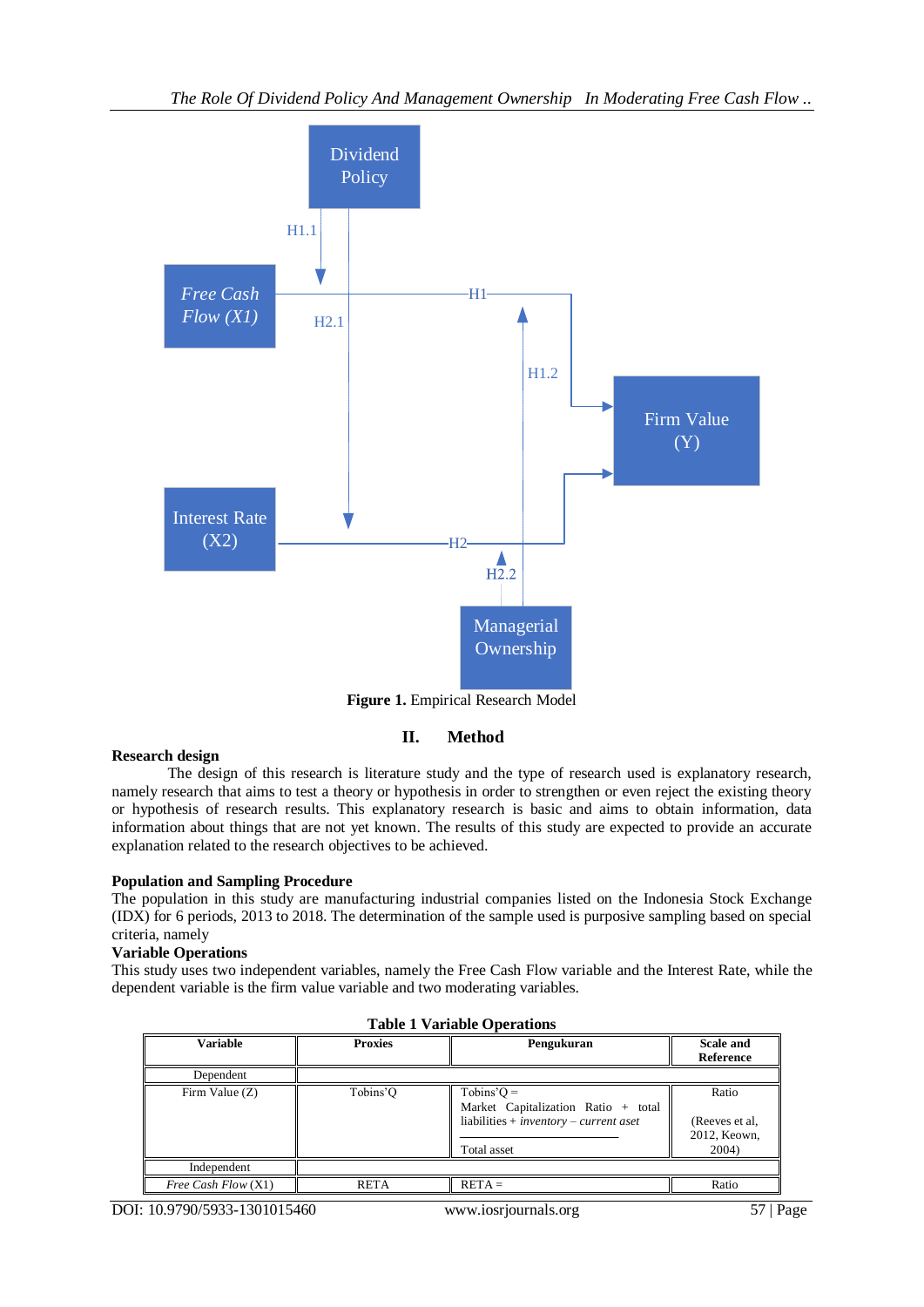Figure 1. Empirical Research Model

## II. Method

**Research design**

The design of this research is literature study and the type of research used is explanatory research, namely research that aims to test a theory or hypothesis in order to strengthen or even reject the existing theory or hypothesis of research results. This explanatory research is basic and aims to obtain information, data information about things that are not yet known. The results of this study are expected to provide an accurate explanation related to the research objectives to be achieved.

**Population and Sampling Procedure**

The population in this study are manufacturing industrial companies listed on the Indonesia Stock Exchange (IDX) for 6 periods, 2013 to 2018. The determination of the sample used is purposive sampling based on special criteria, namely

**Variable Operations**

This study uses two independent variables, namely the Free Cash Flow variable and the Interest Rate, while the dependent variable is the firm value variable and two moderating variables.

**Table 1 Variable Operations**

| Variable | Proxies | Pengukuran | Scale and Reference |
|---|---|---|---|
| Dependent | | | |
| Firm Value (Z) | Tobins'Q | Tobins'Q = $\frac{\text{Market Capitalization Ratio} + \text{total liabilities} + \textit{inventory} - \textit{current aset}}{\text{Total asset}}$ | Ratio (Reeves et al, 2012, Keown, 2004) |
| Independent | | | |
| *Free Cash Flow* (X1) | RETA | RETA = | Ratio |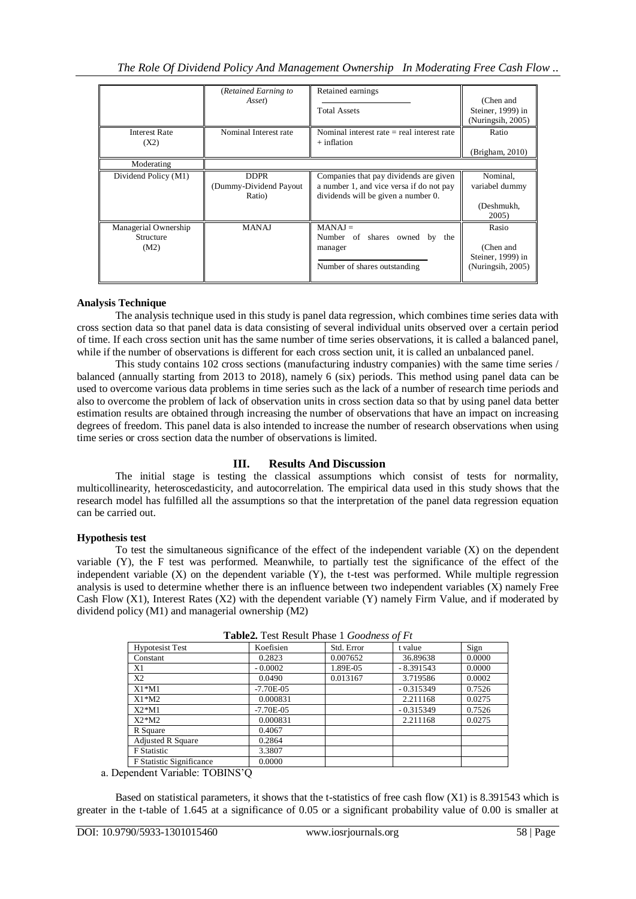| | (*Retained Earning to Asset*) | Retained earnings / Total Assets | (Chen and Steiner, 1999) in (Nuringsih, 2005) |
|---|---|---|---|
| Interest Rate (X2) | Nominal Interest rate | Nominal interest rate = real interest rate + inflation | Ratio (Brigham, 2010) |
| Moderating | | | |
| Dividend Policy (M1) | DDPR (Dummy-Dividend Payout Ratio) | Companies that pay dividends are given a number 1, and vice versa if do not pay dividends will be given a number 0. | Nominal, variabel dummy (Deshmukh, 2005) |
| Managerial Ownership Structure (M2) | MANAJ | MANAJ = Number of shares owned by the manager / Number of shares outstanding | Rasio (Chen and Steiner, 1999) in (Nuringsih, 2005) |

**Analysis Technique**

The analysis technique used in this study is panel data regression, which combines time series data with cross section data so that panel data is data consisting of several individual units observed over a certain period of time. If each cross section unit has the same number of time series observations, it is called a balanced panel, while if the number of observations is different for each cross section unit, it is called an unbalanced panel.

This study contains 102 cross sections (manufacturing industry companies) with the same time series / balanced (annually starting from 2013 to 2018), namely 6 (six) periods. This method using panel data can be used to overcome various data problems in time series such as the lack of a number of research time periods and also to overcome the problem of lack of observation units in cross section data so that by using panel data better estimation results are obtained through increasing the number of observations that have an impact on increasing degrees of freedom. This panel data is also intended to increase the number of research observations when using time series or cross section data the number of observations is limited.

## III. Results And Discussion

The initial stage is testing the classical assumptions which consist of tests for normality, multicollinearity, heteroscedasticity, and autocorrelation. The empirical data used in this study shows that the research model has fulfilled all the assumptions so that the interpretation of the panel data regression equation can be carried out.

**Hypothesis test**

To test the simultaneous significance of the effect of the independent variable (X) on the dependent variable (Y), the F test was performed. Meanwhile, to partially test the significance of the effect of the independent variable (X) on the dependent variable (Y), the t-test was performed. While multiple regression analysis is used to determine whether there is an influence between two independent variables (X) namely Free Cash Flow (X1), Interest Rates (X2) with the dependent variable (Y) namely Firm Value, and if moderated by dividend policy (M1) and managerial ownership (M2)

**Table2.** Test Result Phase 1 *Goodness of Ft*

| Hypotesist Test | Koefisien | Std. Error | t value | Sign |
|---|---|---|---|---|
| Constant | 0.2823 | 0.007652 | 36.89638 | 0.0000 |
| X1 | - 0.0002 | 1.89E-05 | - 8.391543 | 0.0000 |
| X2 | 0.0490 | 0.013167 | 3.719586 | 0.0002 |
| X1*M1 | -7.70E-05 | | - 0.315349 | 0.7526 |
| X1*M2 | 0.000831 | | 2.211168 | 0.0275 |
| X2*M1 | -7.70E-05 | | - 0.315349 | 0.7526 |
| X2*M2 | 0.000831 | | 2.211168 | 0.0275 |
| R Square | 0.4067 | | | |
| Adjusted R Square | 0.2864 | | | |
| F Statistic | 3.3807 | | | |
| F Statistic Significance | 0.0000 | | | |

a. Dependent Variable: TOBINS'Q

Based on statistical parameters, it shows that the t-statistics of free cash flow (X1) is 8.391543 which is greater in the t-table of 1.645 at a significance of 0.05 or a significant probability value of 0.00 is smaller at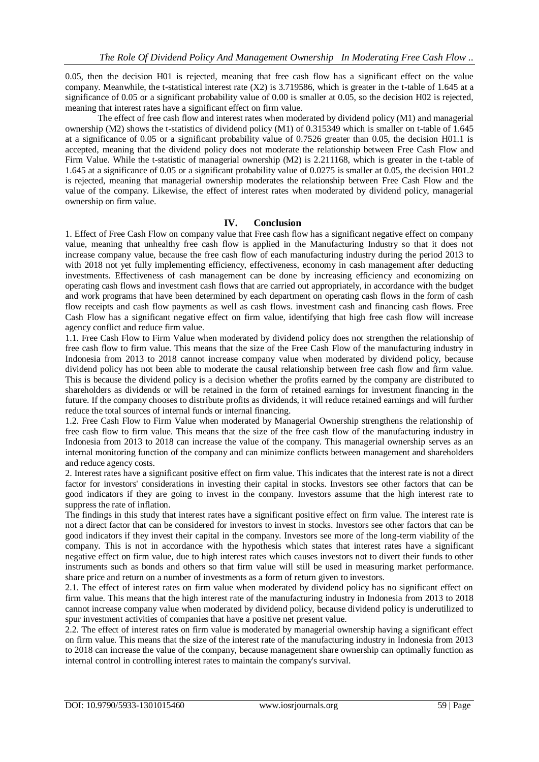0.05, then the decision H01 is rejected, meaning that free cash flow has a significant effect on the value company. Meanwhile, the t-statistical interest rate (X2) is 3.719586, which is greater in the t-table of 1.645 at a significance of 0.05 or a significant probability value of 0.00 is smaller at 0.05, so the decision H02 is rejected, meaning that interest rates have a significant effect on firm value.

The effect of free cash flow and interest rates when moderated by dividend policy (M1) and managerial ownership (M2) shows the t-statistics of dividend policy (M1) of 0.315349 which is smaller on t-table of 1.645 at a significance of 0.05 or a significant probability value of 0.7526 greater than 0.05, the decision H01.1 is accepted, meaning that the dividend policy does not moderate the relationship between Free Cash Flow and Firm Value. While the t-statistic of managerial ownership (M2) is 2.211168, which is greater in the t-table of 1.645 at a significance of 0.05 or a significant probability value of 0.0275 is smaller at 0.05, the decision H01.2 is rejected, meaning that managerial ownership moderates the relationship between Free Cash Flow and the value of the company. Likewise, the effect of interest rates when moderated by dividend policy, managerial ownership on firm value.

## IV. Conclusion

1. Effect of Free Cash Flow on company value that Free cash flow has a significant negative effect on company value, meaning that unhealthy free cash flow is applied in the Manufacturing Industry so that it does not increase company value, because the free cash flow of each manufacturing industry during the period 2013 to with 2018 not yet fully implementing efficiency, effectiveness, economy in cash management after deducting investments. Effectiveness of cash management can be done by increasing efficiency and economizing on operating cash flows and investment cash flows that are carried out appropriately, in accordance with the budget and work programs that have been determined by each department on operating cash flows in the form of cash flow receipts and cash flow payments as well as cash flows. investment cash and financing cash flows. Free Cash Flow has a significant negative effect on firm value, identifying that high free cash flow will increase agency conflict and reduce firm value.

1.1. Free Cash Flow to Firm Value when moderated by dividend policy does not strengthen the relationship of free cash flow to firm value. This means that the size of the Free Cash Flow of the manufacturing industry in Indonesia from 2013 to 2018 cannot increase company value when moderated by dividend policy, because dividend policy has not been able to moderate the causal relationship between free cash flow and firm value. This is because the dividend policy is a decision whether the profits earned by the company are distributed to shareholders as dividends or will be retained in the form of retained earnings for investment financing in the future. If the company chooses to distribute profits as dividends, it will reduce retained earnings and will further reduce the total sources of internal funds or internal financing.

1.2. Free Cash Flow to Firm Value when moderated by Managerial Ownership strengthens the relationship of free cash flow to firm value. This means that the size of the free cash flow of the manufacturing industry in Indonesia from 2013 to 2018 can increase the value of the company. This managerial ownership serves as an internal monitoring function of the company and can minimize conflicts between management and shareholders and reduce agency costs.

2. Interest rates have a significant positive effect on firm value. This indicates that the interest rate is not a direct factor for investors' considerations in investing their capital in stocks. Investors see other factors that can be good indicators if they are going to invest in the company. Investors assume that the high interest rate to suppress the rate of inflation.

The findings in this study that interest rates have a significant positive effect on firm value. The interest rate is not a direct factor that can be considered for investors to invest in stocks. Investors see other factors that can be good indicators if they invest their capital in the company. Investors see more of the long-term viability of the company. This is not in accordance with the hypothesis which states that interest rates have a significant negative effect on firm value, due to high interest rates which causes investors not to divert their funds to other instruments such as bonds and others so that firm value will still be used in measuring market performance. share price and return on a number of investments as a form of return given to investors.

2.1. The effect of interest rates on firm value when moderated by dividend policy has no significant effect on firm value. This means that the high interest rate of the manufacturing industry in Indonesia from 2013 to 2018 cannot increase company value when moderated by dividend policy, because dividend policy is underutilized to spur investment activities of companies that have a positive net present value.

2.2. The effect of interest rates on firm value is moderated by managerial ownership having a significant effect on firm value. This means that the size of the interest rate of the manufacturing industry in Indonesia from 2013 to 2018 can increase the value of the company, because management share ownership can optimally function as internal control in controlling interest rates to maintain the company's survival.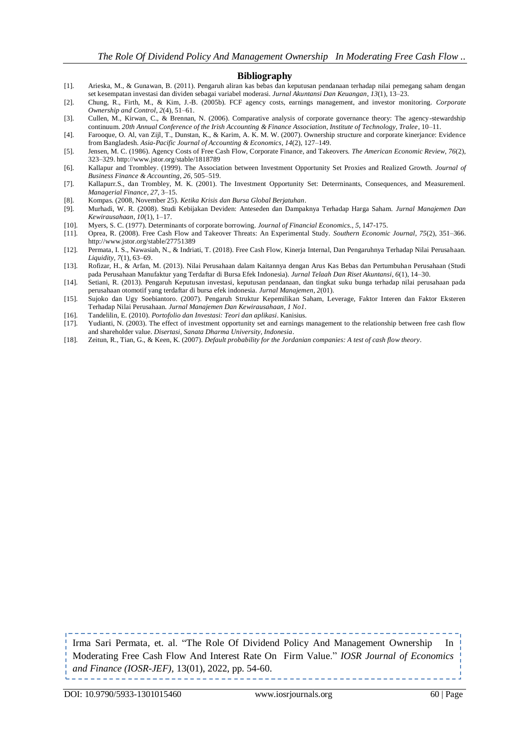## Bibliography

[1]. Arieska, M., & Gunawan, B. (2011). Pengaruh aliran kas bebas dan keputusan pendanaan terhadap nilai pemegang saham dengan set kesempatan investasi dan dividen sebagai variabel moderasi. *Jurnal Akuntansi Dan Keuangan*, *13*(1), 13–23.

[2]. Chung, R., Firth, M., & Kim, J.-B. (2005b). FCF agency costs, earnings management, and investor monitoring. *Corporate Ownership and Control*, *2*(4), 51–61.

[3]. Cullen, M., Kirwan, C., & Brennan, N. (2006). Comparative analysis of corporate governance theory: The agency-stewardship continuum. *20th Annual Conference of the Irish Accounting & Finance Association, Institute of Technology, Tralee*, 10–11.

[4]. Farooque, O. Al, van Zijl, T., Dunstan, K., & Karim, A. K. M. W. (2007). Ownership structure and corporate kinerjance: Evidence from Bangladesh. *Asia-Pacific Journal of Accounting & Economics*, *14*(2), 127–149.

[5]. Jensen, M. C. (1986). Agency Costs of Free Cash Flow, Corporate Finance, and Takeovers. *The American Economic Review*, *76*(2), 323–329. http://www.jstor.org/stable/1818789

[6]. Kallapur and Trombley. (1999). The Association between Investment Opportunity Set Proxies and Realized Growth. *Journal of Business Finance & Accounting*, *26*, 505–519.

[7]. Kallapurr.S., dan Trombley, M. K. (2001). The Investment Opportunity Set: Determinants, Consequences, and Measuremenl. *Managerial Finance*, *27*, 3–15.

[8]. Kompas. (2008, November 25). *Ketika Krisis dan Bursa Global Berjatuhan*.

[9]. Murhadi, W. R. (2008). Studi Kebijakan Deviden: Anteseden dan Dampaknya Terhadap Harga Saham. *Jurnal Manajemen Dan Kewirausahaan*, *10*(1), 1–17.

[10]. Myers, S. C. (1977). Determinants of corporate borrowing. *Journal of Financial Economics.*, *5*, 147-175.

[11]. Oprea, R. (2008). Free Cash Flow and Takeover Threats: An Experimental Study. *Southern Economic Journal*, *75*(2), 351–366. http://www.jstor.org/stable/27751389

[12]. Permata, I. S., Nawasiah, N., & Indriati, T. (2018). Free Cash Flow, Kinerja Internal, Dan Pengaruhnya Terhadap Nilai Perusahaan. *Liquidity*, *7*(1), 63–69.

[13]. Rofizar, H., & Arfan, M. (2013). Nilai Perusahaan dalam Kaitannya dengan Arus Kas Bebas dan Pertumbuhan Perusahaan (Studi pada Perusahaan Manufaktur yang Terdaftar di Bursa Efek Indonesia). *Jurnal Telaah Dan Riset Akuntansi*, *6*(1), 14–30.

[14]. Setiani, R. (2013). Pengaruh Keputusan investasi, keputusan pendanaan, dan tingkat suku bunga terhadap nilai perusahaan pada perusahaan otomotif yang terdaftar di bursa efek indonesia. *Jurnal Manajemen*, *2*(01).

[15]. Sujoko dan Ugy Soebiantoro. (2007). Pengaruh Struktur Kepemilikan Saham, Leverage, Faktor Interen dan Faktor Eksteren Terhadap Nilai Perusahaan. *Jurnal Manajemen Dan Kewirausahaan*, *1 No1*.

[16]. Tandelilin, E. (2010). *Portofolio dan Investasi: Teori dan aplikasi*. Kanisius.

[17]. Yudianti, N. (2003). The effect of investment opportunity set and earnings management to the relationship between free cash flow and shareholder value. *Disertasi, Sanata Dharma University, Indonesia*.

[18]. Zeitun, R., Tian, G., & Keen, K. (2007). *Default probability for the Jordanian companies: A test of cash flow theory*.

Irma Sari Permata, et. al. "The Role Of Dividend Policy And Management Ownership In Moderating Free Cash Flow And Interest Rate On Firm Value." *IOSR Journal of Economics and Finance (IOSR-JEF)*, 13(01), 2022, pp. 54-60.